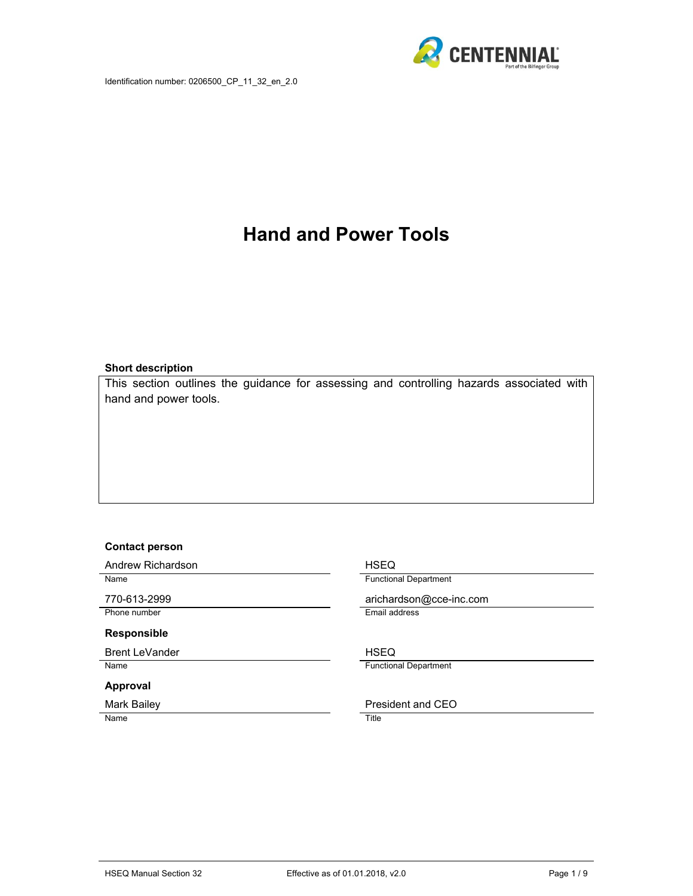Identification number: 0206500_CP_11_32_en_2.0

# Hand and Power Tools

**Short description**

This section outlines the guidance for assessing and controlling hazards associated with hand and power tools.

**Contact person**

| | |
|---|---|
| Andrew Richardson | HSEQ |
| Name | Functional Department |
| 770-613-2999 | arichardson@cce-inc.com |
| Phone number | Email address |

**Responsible**

| | |
|---|---|
| Brent LeVander | HSEQ |
| Name | Functional Department |

**Approval**

| | |
|---|---|
| Mark Bailey | President and CEO |
| Name | Title |

HSEQ Manual Section 32 — Effective as of 01.01.2018, v2.0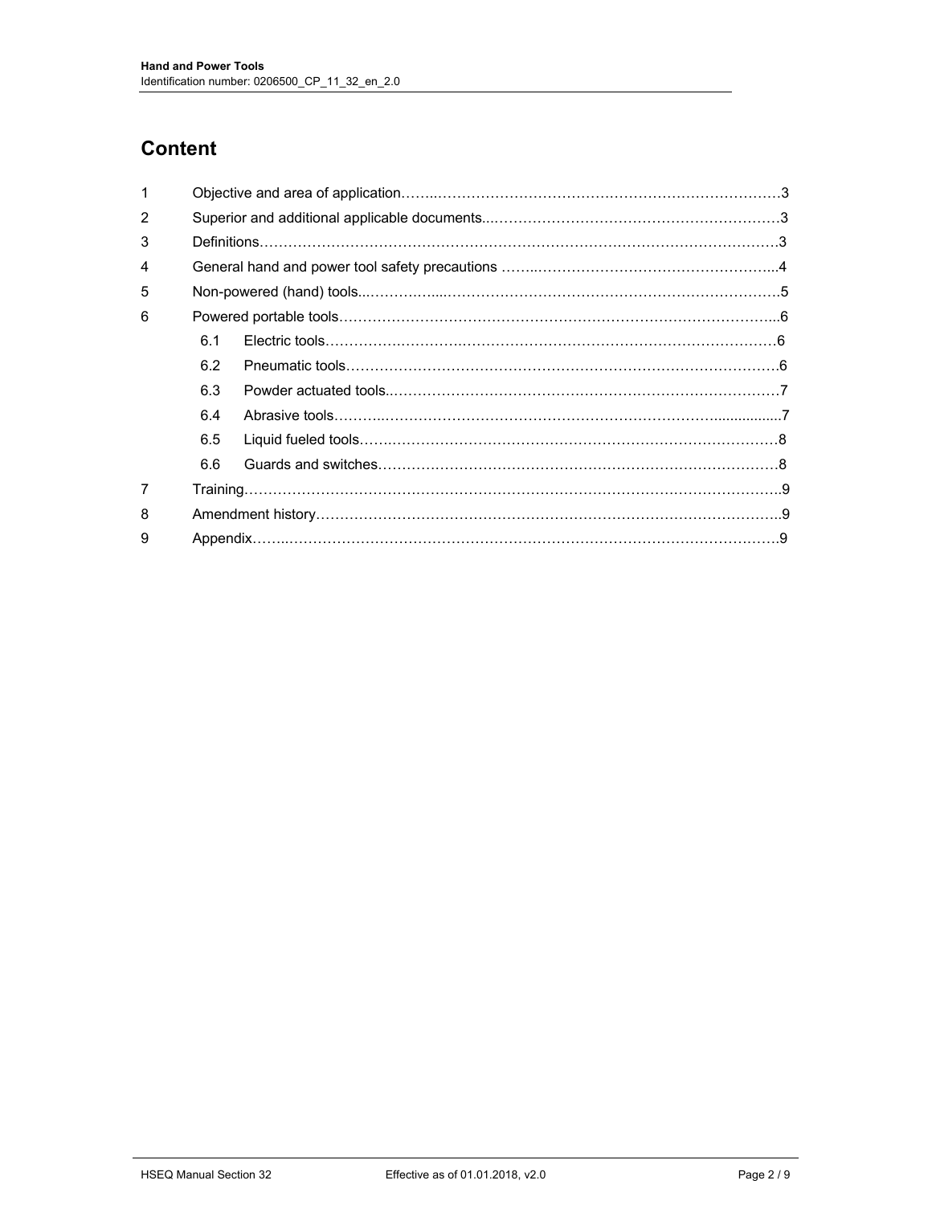# Content

| | | |
|---|---|---|
| 1 | Objective and area of application | 3 |
| 2 | Superior and additional applicable documents | 3 |
| 3 | Definitions | 3 |
| 4 | General hand and power tool safety precautions | 4 |
| 5 | Non-powered (hand) tools | 5 |
| 6 | Powered portable tools | 6 |
| 6.1 | Electric tools | 6 |
| 6.2 | Pneumatic tools | 6 |
| 6.3 | Powder actuated tools | 7 |
| 6.4 | Abrasive tools | 7 |
| 6.5 | Liquid fueled tools | 8 |
| 6.6 | Guards and switches | 8 |
| 7 | Training | 9 |
| 8 | Amendment history | 9 |
| 9 | Appendix | 9 |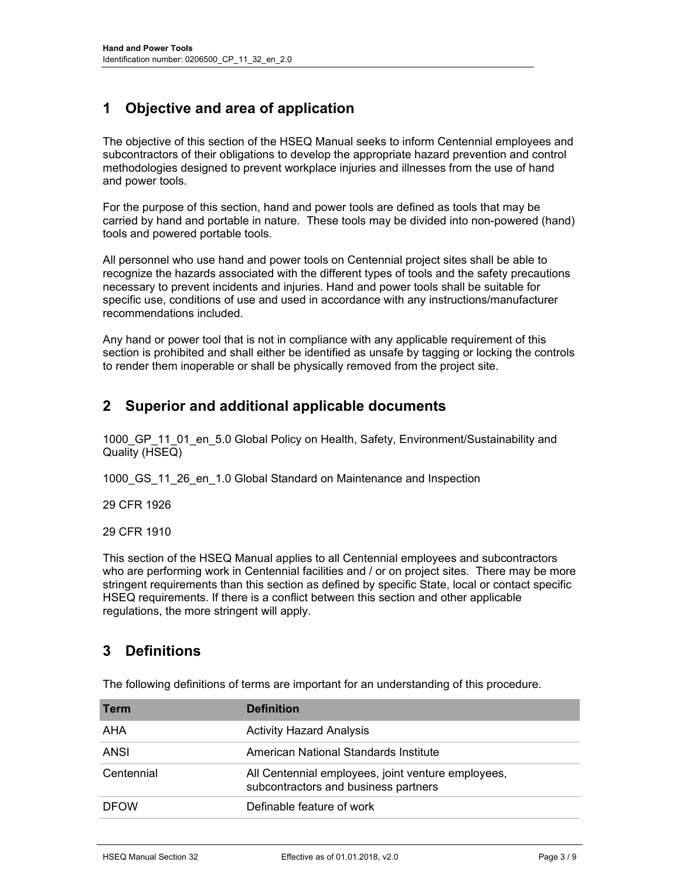# 1 Objective and area of application

The objective of this section of the HSEQ Manual seeks to inform Centennial employees and subcontractors of their obligations to develop the appropriate hazard prevention and control methodologies designed to prevent workplace injuries and illnesses from the use of hand and power tools.

For the purpose of this section, hand and power tools are defined as tools that may be carried by hand and portable in nature. These tools may be divided into non-powered (hand) tools and powered portable tools.

All personnel who use hand and power tools on Centennial project sites shall be able to recognize the hazards associated with the different types of tools and the safety precautions necessary to prevent incidents and injuries. Hand and power tools shall be suitable for specific use, conditions of use and used in accordance with any instructions/manufacturer recommendations included.

Any hand or power tool that is not in compliance with any applicable requirement of this section is prohibited and shall either be identified as unsafe by tagging or locking the controls to render them inoperable or shall be physically removed from the project site.

# 2 Superior and additional applicable documents

1000_GP_11_01_en_5.0 Global Policy on Health, Safety, Environment/Sustainability and Quality (HSEQ)

1000_GS_11_26_en_1.0 Global Standard on Maintenance and Inspection

29 CFR 1926

29 CFR 1910

This section of the HSEQ Manual applies to all Centennial employees and subcontractors who are performing work in Centennial facilities and / or on project sites. There may be more stringent requirements than this section as defined by specific State, local or contact specific HSEQ requirements. If there is a conflict between this section and other applicable regulations, the more stringent will apply.

# 3 Definitions

The following definitions of terms are important for an understanding of this procedure.

| Term | Definition |
|---|---|
| AHA | Activity Hazard Analysis |
| ANSI | American National Standards Institute |
| Centennial | All Centennial employees, joint venture employees, subcontractors and business partners |
| DFOW | Definable feature of work |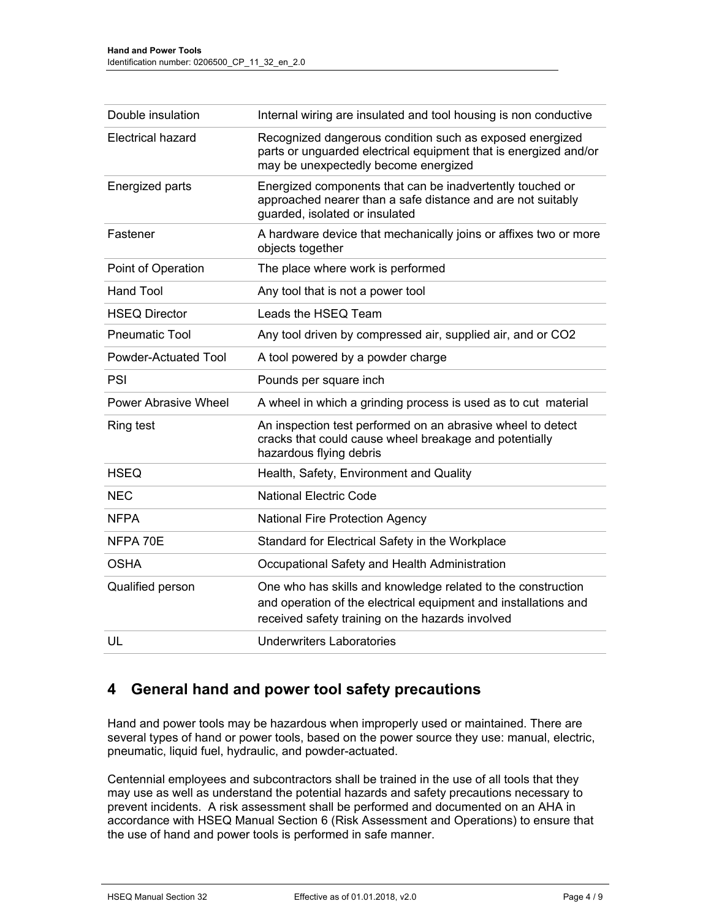| | |
|---|---|
| Double insulation | Internal wiring are insulated and tool housing is non conductive |
| Electrical hazard | Recognized dangerous condition such as exposed energized parts or unguarded electrical equipment that is energized and/or may be unexpectedly become energized |
| Energized parts | Energized components that can be inadvertently touched or approached nearer than a safe distance and are not suitably guarded, isolated or insulated |
| Fastener | A hardware device that mechanically joins or affixes two or more objects together |
| Point of Operation | The place where work is performed |
| Hand Tool | Any tool that is not a power tool |
| HSEQ Director | Leads the HSEQ Team |
| Pneumatic Tool | Any tool driven by compressed air, supplied air, and or CO2 |
| Powder-Actuated Tool | A tool powered by a powder charge |
| PSI | Pounds per square inch |
| Power Abrasive Wheel | A wheel in which a grinding process is used as to cut material |
| Ring test | An inspection test performed on an abrasive wheel to detect cracks that could cause wheel breakage and potentially hazardous flying debris |
| HSEQ | Health, Safety, Environment and Quality |
| NEC | National Electric Code |
| NFPA | National Fire Protection Agency |
| NFPA 70E | Standard for Electrical Safety in the Workplace |
| OSHA | Occupational Safety and Health Administration |
| Qualified person | One who has skills and knowledge related to the construction and operation of the electrical equipment and installations and received safety training on the hazards involved |
| UL | Underwriters Laboratories |

# 4 General hand and power tool safety precautions

Hand and power tools may be hazardous when improperly used or maintained. There are several types of hand or power tools, based on the power source they use: manual, electric, pneumatic, liquid fuel, hydraulic, and powder-actuated.

Centennial employees and subcontractors shall be trained in the use of all tools that they may use as well as understand the potential hazards and safety precautions necessary to prevent incidents. A risk assessment shall be performed and documented on an AHA in accordance with HSEQ Manual Section 6 (Risk Assessment and Operations) to ensure that the use of hand and power tools is performed in safe manner.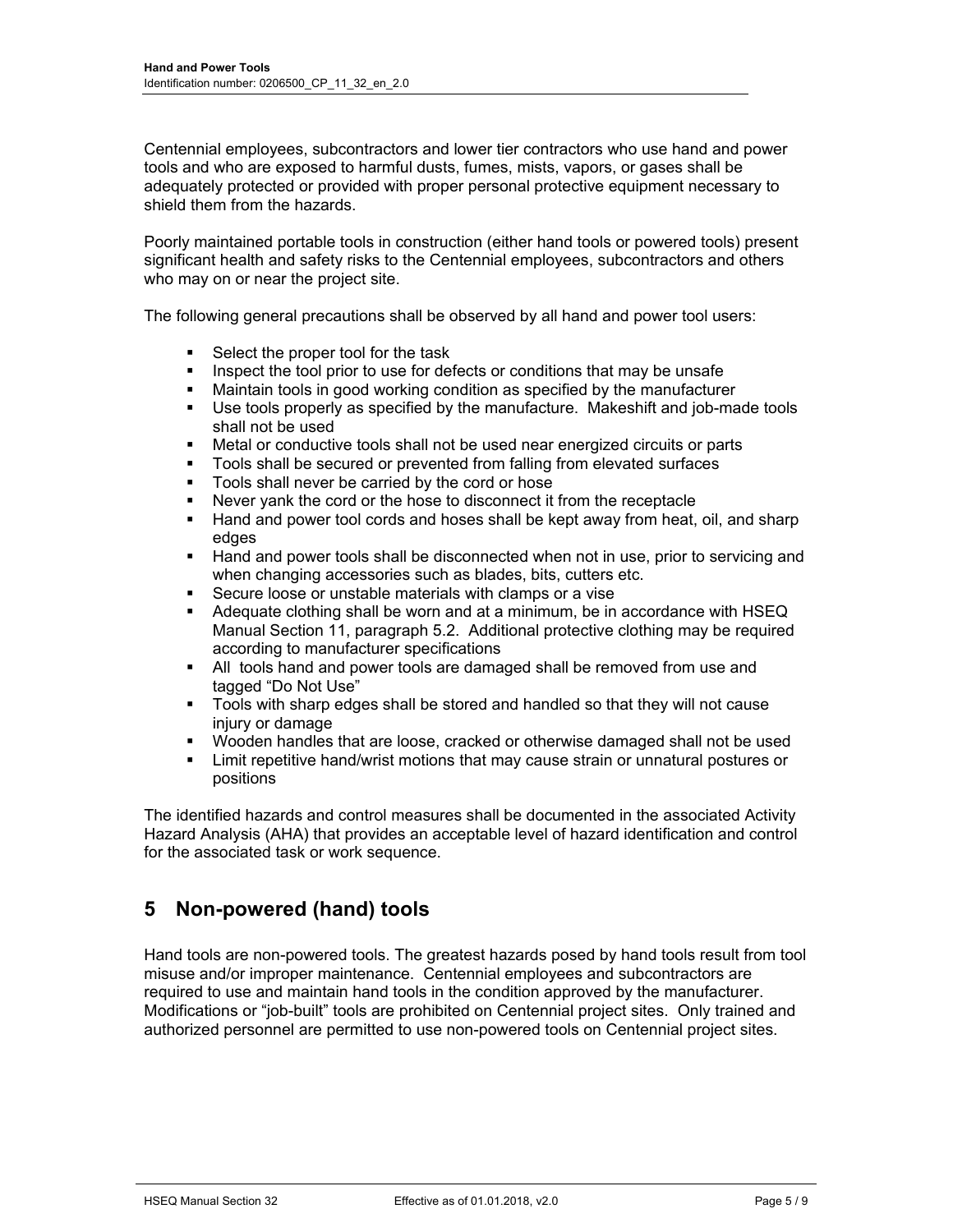Centennial employees, subcontractors and lower tier contractors who use hand and power tools and who are exposed to harmful dusts, fumes, mists, vapors, or gases shall be adequately protected or provided with proper personal protective equipment necessary to shield them from the hazards.

Poorly maintained portable tools in construction (either hand tools or powered tools) present significant health and safety risks to the Centennial employees, subcontractors and others who may on or near the project site.

The following general precautions shall be observed by all hand and power tool users:

- Select the proper tool for the task
- Inspect the tool prior to use for defects or conditions that may be unsafe
- Maintain tools in good working condition as specified by the manufacturer
- Use tools properly as specified by the manufacture. Makeshift and job-made tools shall not be used
- Metal or conductive tools shall not be used near energized circuits or parts
- Tools shall be secured or prevented from falling from elevated surfaces
- Tools shall never be carried by the cord or hose
- Never yank the cord or the hose to disconnect it from the receptacle
- Hand and power tool cords and hoses shall be kept away from heat, oil, and sharp edges
- Hand and power tools shall be disconnected when not in use, prior to servicing and when changing accessories such as blades, bits, cutters etc.
- Secure loose or unstable materials with clamps or a vise
- Adequate clothing shall be worn and at a minimum, be in accordance with HSEQ Manual Section 11, paragraph 5.2. Additional protective clothing may be required according to manufacturer specifications
- All tools hand and power tools are damaged shall be removed from use and tagged "Do Not Use"
- Tools with sharp edges shall be stored and handled so that they will not cause injury or damage
- Wooden handles that are loose, cracked or otherwise damaged shall not be used
- Limit repetitive hand/wrist motions that may cause strain or unnatural postures or positions

The identified hazards and control measures shall be documented in the associated Activity Hazard Analysis (AHA) that provides an acceptable level of hazard identification and control for the associated task or work sequence.

# 5 Non-powered (hand) tools

Hand tools are non-powered tools. The greatest hazards posed by hand tools result from tool misuse and/or improper maintenance. Centennial employees and subcontractors are required to use and maintain hand tools in the condition approved by the manufacturer. Modifications or "job-built" tools are prohibited on Centennial project sites. Only trained and authorized personnel are permitted to use non-powered tools on Centennial project sites.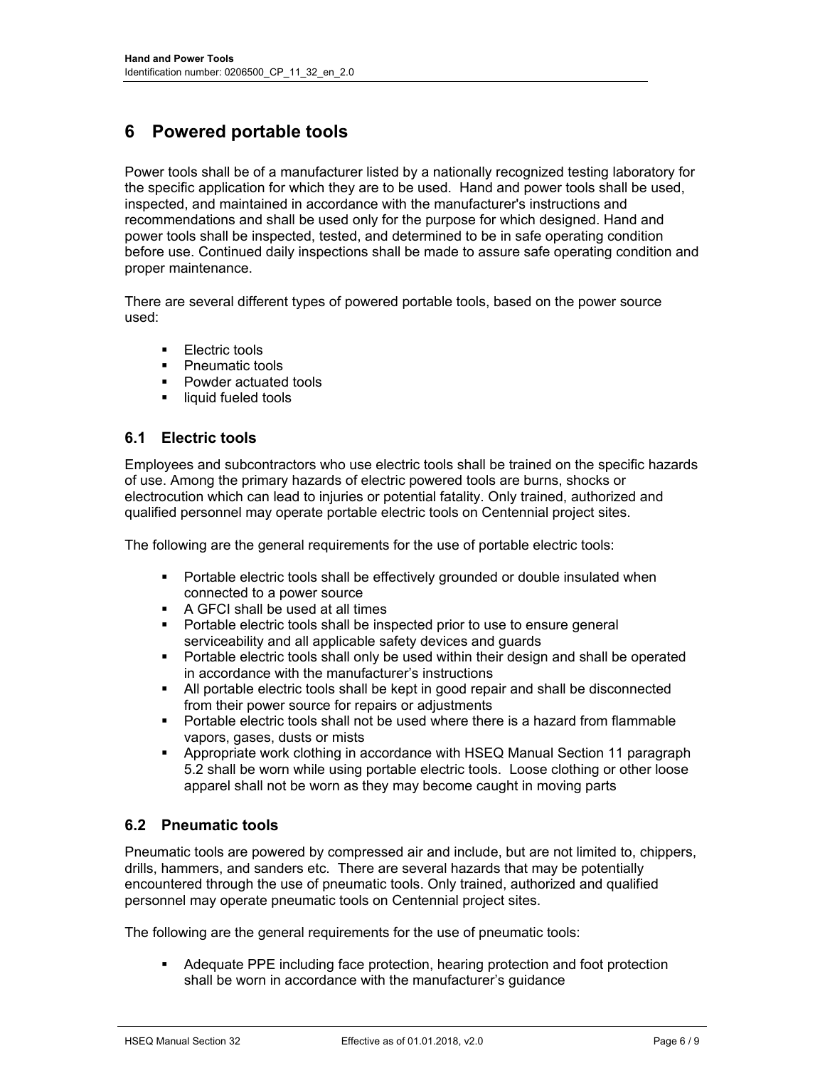# 6 Powered portable tools

Power tools shall be of a manufacturer listed by a nationally recognized testing laboratory for the specific application for which they are to be used. Hand and power tools shall be used, inspected, and maintained in accordance with the manufacturer's instructions and recommendations and shall be used only for the purpose for which designed. Hand and power tools shall be inspected, tested, and determined to be in safe operating condition before use. Continued daily inspections shall be made to assure safe operating condition and proper maintenance.

There are several different types of powered portable tools, based on the power source used:

- Electric tools
- Pneumatic tools
- Powder actuated tools
- liquid fueled tools

## 6.1 Electric tools

Employees and subcontractors who use electric tools shall be trained on the specific hazards of use. Among the primary hazards of electric powered tools are burns, shocks or electrocution which can lead to injuries or potential fatality. Only trained, authorized and qualified personnel may operate portable electric tools on Centennial project sites.

The following are the general requirements for the use of portable electric tools:

- Portable electric tools shall be effectively grounded or double insulated when connected to a power source
- A GFCI shall be used at all times
- Portable electric tools shall be inspected prior to use to ensure general serviceability and all applicable safety devices and guards
- Portable electric tools shall only be used within their design and shall be operated in accordance with the manufacturer's instructions
- All portable electric tools shall be kept in good repair and shall be disconnected from their power source for repairs or adjustments
- Portable electric tools shall not be used where there is a hazard from flammable vapors, gases, dusts or mists
- Appropriate work clothing in accordance with HSEQ Manual Section 11 paragraph 5.2 shall be worn while using portable electric tools. Loose clothing or other loose apparel shall not be worn as they may become caught in moving parts

## 6.2 Pneumatic tools

Pneumatic tools are powered by compressed air and include, but are not limited to, chippers, drills, hammers, and sanders etc. There are several hazards that may be potentially encountered through the use of pneumatic tools. Only trained, authorized and qualified personnel may operate pneumatic tools on Centennial project sites.

The following are the general requirements for the use of pneumatic tools:

- Adequate PPE including face protection, hearing protection and foot protection shall be worn in accordance with the manufacturer's guidance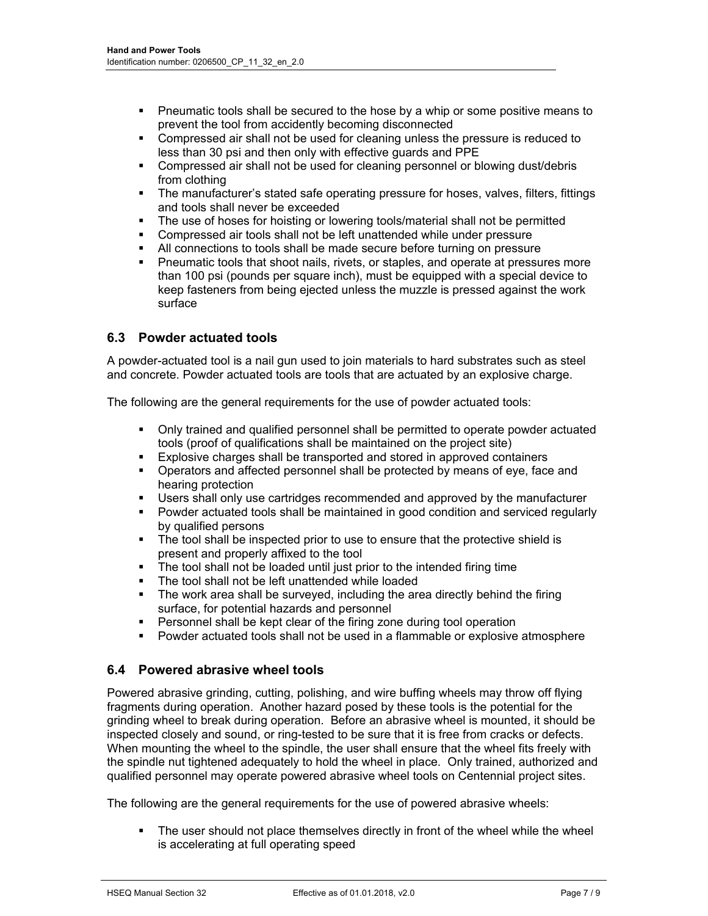- Pneumatic tools shall be secured to the hose by a whip or some positive means to prevent the tool from accidently becoming disconnected
- Compressed air shall not be used for cleaning unless the pressure is reduced to less than 30 psi and then only with effective guards and PPE
- Compressed air shall not be used for cleaning personnel or blowing dust/debris from clothing
- The manufacturer's stated safe operating pressure for hoses, valves, filters, fittings and tools shall never be exceeded
- The use of hoses for hoisting or lowering tools/material shall not be permitted
- Compressed air tools shall not be left unattended while under pressure
- All connections to tools shall be made secure before turning on pressure
- Pneumatic tools that shoot nails, rivets, or staples, and operate at pressures more than 100 psi (pounds per square inch), must be equipped with a special device to keep fasteners from being ejected unless the muzzle is pressed against the work surface

## 6.3 Powder actuated tools

A powder-actuated tool is a nail gun used to join materials to hard substrates such as steel and concrete. Powder actuated tools are tools that are actuated by an explosive charge.

The following are the general requirements for the use of powder actuated tools:

- Only trained and qualified personnel shall be permitted to operate powder actuated tools (proof of qualifications shall be maintained on the project site)
- Explosive charges shall be transported and stored in approved containers
- Operators and affected personnel shall be protected by means of eye, face and hearing protection
- Users shall only use cartridges recommended and approved by the manufacturer
- Powder actuated tools shall be maintained in good condition and serviced regularly by qualified persons
- The tool shall be inspected prior to use to ensure that the protective shield is present and properly affixed to the tool
- The tool shall not be loaded until just prior to the intended firing time
- The tool shall not be left unattended while loaded
- The work area shall be surveyed, including the area directly behind the firing surface, for potential hazards and personnel
- Personnel shall be kept clear of the firing zone during tool operation
- Powder actuated tools shall not be used in a flammable or explosive atmosphere

## 6.4 Powered abrasive wheel tools

Powered abrasive grinding, cutting, polishing, and wire buffing wheels may throw off flying fragments during operation. Another hazard posed by these tools is the potential for the grinding wheel to break during operation. Before an abrasive wheel is mounted, it should be inspected closely and sound, or ring-tested to be sure that it is free from cracks or defects. When mounting the wheel to the spindle, the user shall ensure that the wheel fits freely with the spindle nut tightened adequately to hold the wheel in place. Only trained, authorized and qualified personnel may operate powered abrasive wheel tools on Centennial project sites.

The following are the general requirements for the use of powered abrasive wheels:

- The user should not place themselves directly in front of the wheel while the wheel is accelerating at full operating speed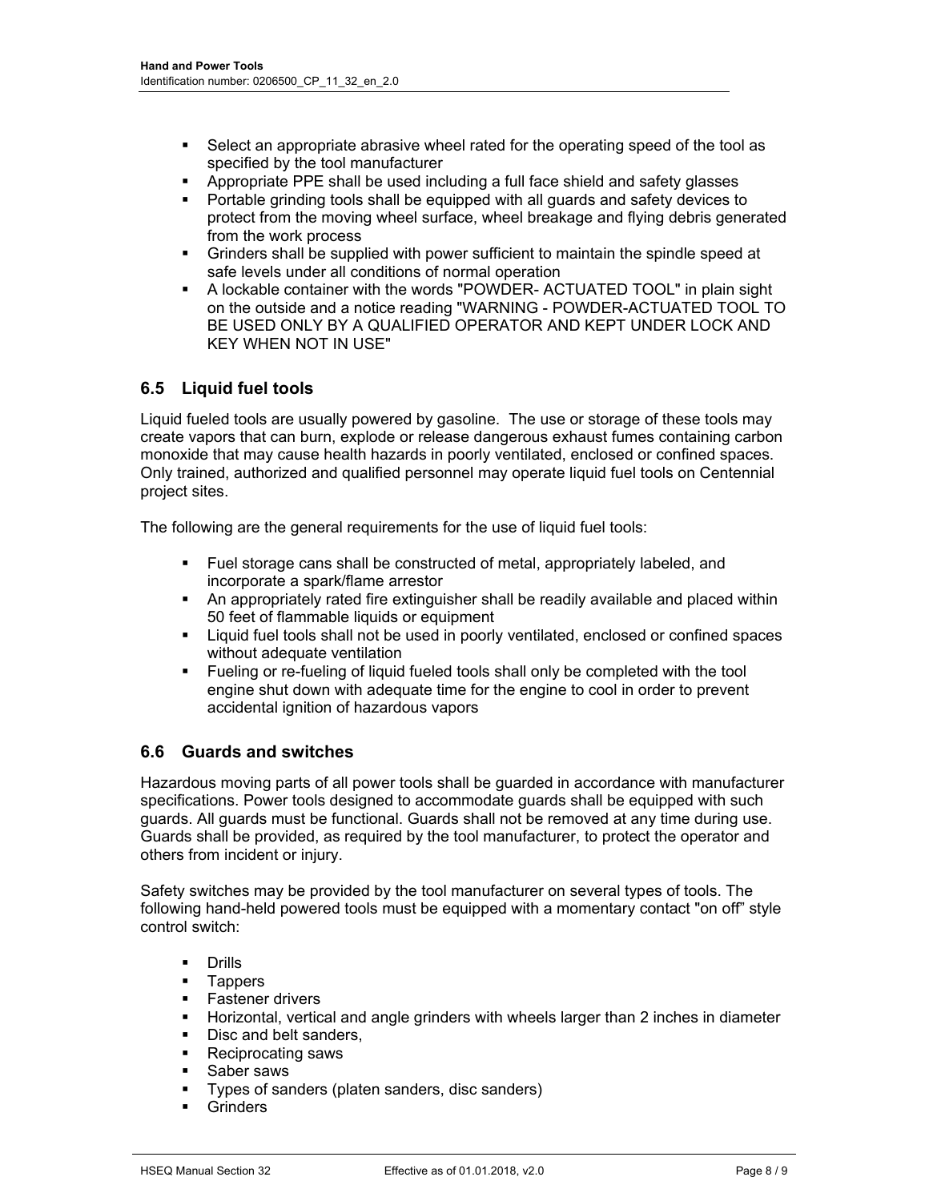- Select an appropriate abrasive wheel rated for the operating speed of the tool as specified by the tool manufacturer
- Appropriate PPE shall be used including a full face shield and safety glasses
- Portable grinding tools shall be equipped with all guards and safety devices to protect from the moving wheel surface, wheel breakage and flying debris generated from the work process
- Grinders shall be supplied with power sufficient to maintain the spindle speed at safe levels under all conditions of normal operation
- A lockable container with the words "POWDER- ACTUATED TOOL" in plain sight on the outside and a notice reading "WARNING - POWDER-ACTUATED TOOL TO BE USED ONLY BY A QUALIFIED OPERATOR AND KEPT UNDER LOCK AND KEY WHEN NOT IN USE"

## 6.5 Liquid fuel tools

Liquid fueled tools are usually powered by gasoline. The use or storage of these tools may create vapors that can burn, explode or release dangerous exhaust fumes containing carbon monoxide that may cause health hazards in poorly ventilated, enclosed or confined spaces. Only trained, authorized and qualified personnel may operate liquid fuel tools on Centennial project sites.

The following are the general requirements for the use of liquid fuel tools:

- Fuel storage cans shall be constructed of metal, appropriately labeled, and incorporate a spark/flame arrestor
- An appropriately rated fire extinguisher shall be readily available and placed within 50 feet of flammable liquids or equipment
- Liquid fuel tools shall not be used in poorly ventilated, enclosed or confined spaces without adequate ventilation
- Fueling or re-fueling of liquid fueled tools shall only be completed with the tool engine shut down with adequate time for the engine to cool in order to prevent accidental ignition of hazardous vapors

## 6.6 Guards and switches

Hazardous moving parts of all power tools shall be guarded in accordance with manufacturer specifications. Power tools designed to accommodate guards shall be equipped with such guards. All guards must be functional. Guards shall not be removed at any time during use. Guards shall be provided, as required by the tool manufacturer, to protect the operator and others from incident or injury.

Safety switches may be provided by the tool manufacturer on several types of tools. The following hand-held powered tools must be equipped with a momentary contact "on off" style control switch:

- Drills
- Tappers
- Fastener drivers
- Horizontal, vertical and angle grinders with wheels larger than 2 inches in diameter
- Disc and belt sanders,
- Reciprocating saws
- Saber saws
- Types of sanders (platen sanders, disc sanders)
- Grinders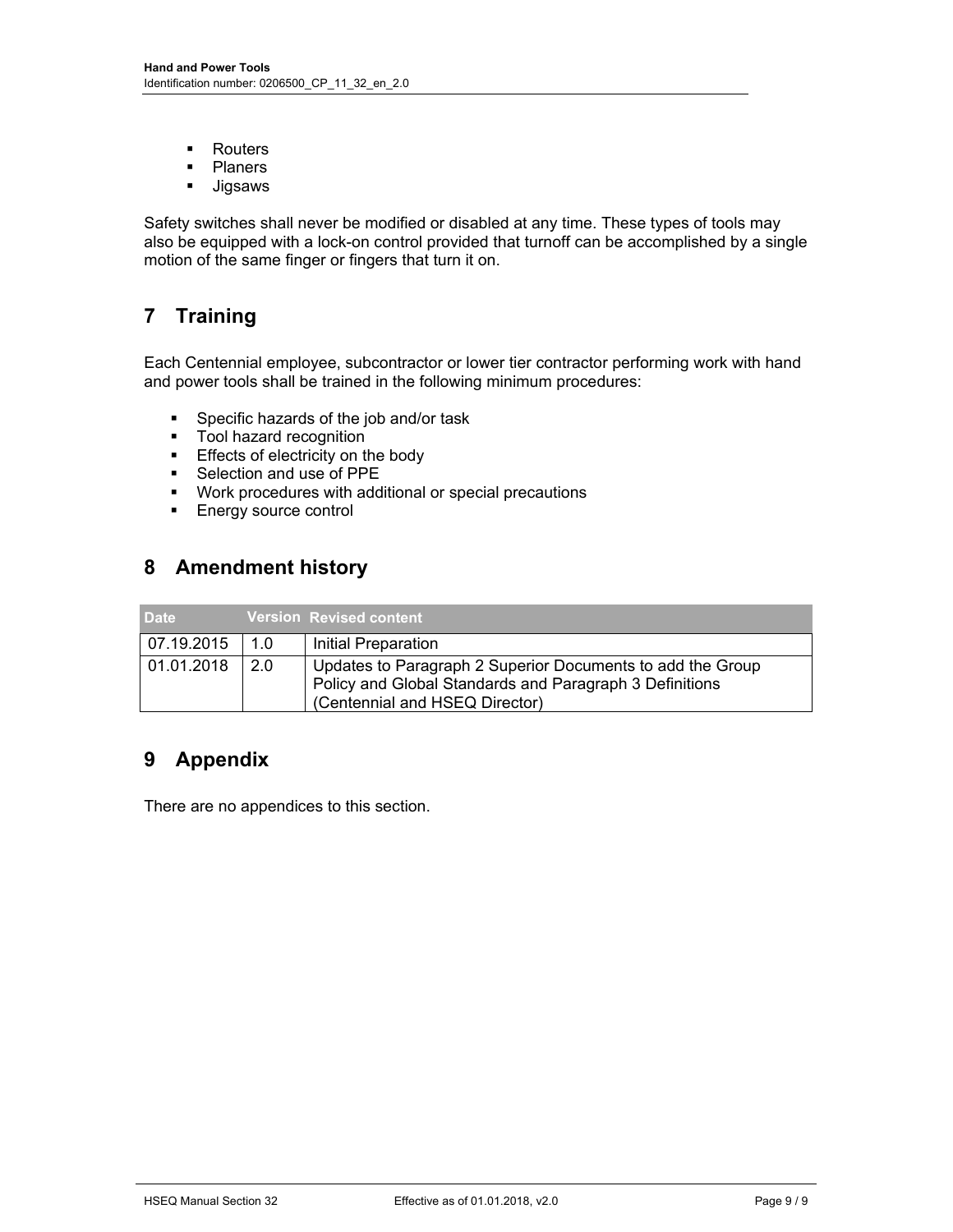- Routers
- Planers
- Jigsaws

Safety switches shall never be modified or disabled at any time. These types of tools may also be equipped with a lock-on control provided that turnoff can be accomplished by a single motion of the same finger or fingers that turn it on.

## 7 Training

Each Centennial employee, subcontractor or lower tier contractor performing work with hand and power tools shall be trained in the following minimum procedures:

- Specific hazards of the job and/or task
- Tool hazard recognition
- Effects of electricity on the body
- Selection and use of PPE
- Work procedures with additional or special precautions
- Energy source control

## 8 Amendment history

| Date | Version | Revised content |
|---|---|---|
| 07.19.2015 | 1.0 | Initial Preparation |
| 01.01.2018 | 2.0 | Updates to Paragraph 2 Superior Documents to add the Group Policy and Global Standards and Paragraph 3 Definitions (Centennial and HSEQ Director) |

## 9 Appendix

There are no appendices to this section.